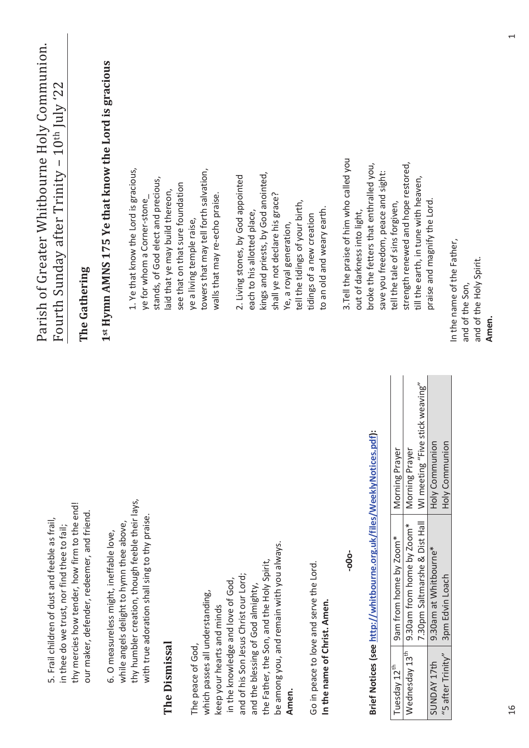5. Frail children of dust and feeble as frail,
in thee do we trust, nor find thee to fail;
thy mercies how tender, how firm to the end!
our maker, defender, redeemer, and friend.

6. O measureless might, ineffable love,
while angels delight to hymn thee above,
thy humbler creation, though feeble their lays,
with true adoration shall sing to thy praise.

## The Dismissal

The peace of God,
which passes all understanding,
keep your hearts and minds
in the knowledge and love of God,
and of his Son Jesus Christ our Lord;
and the blessing of God almighty,
the Father, the Son, and the Holy Spirit,
be among you, and remain with you always.
**Amen.**

Go in peace to love and serve the Lord.
**In the name of Christ. Amen.**

**-o0o-**

**Brief Notices (see http://whitbourne.org.uk/files/WeeklyNotices.pdf):**

| | | |
|---|---|---|
| Tuesday 12th | 9am from home by Zoom* | Morning Prayer |
| Wednesday 13th | 9.30am from home by Zoom* | Morning Prayer |
| | 7.30pm Saltmarshe & Dist Hall | WI meeting "Five stick weaving" |
| SUNDAY 17th | 9.30am at Whitbourne* | Holy Communion |
| "5 after Trinity" | 3pm Edvin Loach | Holy Communion |

# Parish of Greater Whitbourne Holy Communion.
# Fourth Sunday after Trinity – 10th July '22

## The Gathering

### 1st Hymn AMNS 175 Ye that know the Lord is gracious

1. Ye that know the Lord is gracious,
ye for whom a Corner-stone_
stands, of God elect and precious,
laid that ye may build thereon,
see that on that sure foundation
ye a living temple raise,
towers that may tell forth salvation,
walls that may re-echo praise.

2. Living stones, by God appointed
each to his allotted place,
kings and priests, by God anointed,
shall ye not declare his grace?
Ye, a royal generation,
tell the tidings of your birth,
tidings of a new creation
to an old and weary earth.

3. Tell the praise of him who called you
out of darkness into light,
broke the fetters that enthralled you,
save you freedom, peace and sight:
tell the tale of sins forgiven,
strength renewed and hope restored,
till the earth, in tune with heaven,
praise and magnify the Lord.

In the name of the Father,
and of the Son,
and of the Holy Spirit.
**Amen.**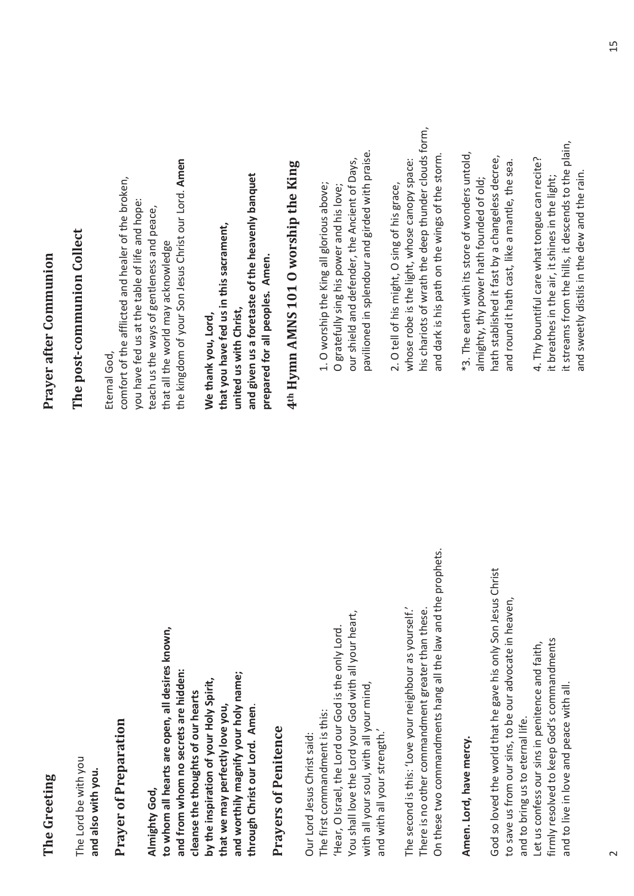## The Greeting

The Lord be with you
**and also with you.**

## Prayer of Preparation

**Almighty God,**
**to whom all hearts are open, all desires known,**
**and from whom no secrets are hidden:**
**cleanse the thoughts of our hearts**
**by the inspiration of your Holy Spirit,**
**that we may perfectly love you,**
**and worthily magnify your holy name;**
**through Christ our Lord. Amen.**

## Prayers of Penitence

Our Lord Jesus Christ said:
The first commandment is this:
'Hear, O Israel, the Lord our God is the only Lord.
You shall love the Lord your God with all your heart,
with all your soul, with all your mind,
and with all your strength.'

The second is this: 'Love your neighbour as yourself.'
There is no other commandment greater than these.
On these two commandments hang all the law and the prophets.

**Amen. Lord, have mercy.**

God so loved the world that he gave his only Son Jesus Christ
to save us from our sins, to be our advocate in heaven,
and to bring us to eternal life.
Let us confess our sins in penitence and faith,
firmly resolved to keep God's commandments
and to live in love and peace with all.

## Prayer after Communion

## The post-communion Collect

Eternal God,
comfort of the afflicted and healer of the broken,
you have fed us at the table of life and hope:
teach us the ways of gentleness and peace,
that all the world may acknowledge
the kingdom of your Son Jesus Christ our Lord. **Amen**

**We thank you, Lord,**
**that you have fed us in this sacrament,**
**united us with Christ,**
**and given us a foretaste of the heavenly banquet**
**prepared for all peoples. Amen.**

## 4th Hymn AMNS 101 O worship the King

1. O worship the King all glorious above;
O gratefully sing his power and his love;
our shield and defender, the Ancient of Days,
pavilioned in splendour and girded with praise.

2. O tell of his might, O sing of his grace,
whose robe is the light, whose canopy space:
his chariots of wrath the deep thunder clouds form,
and dark is his path on the wings of the storm.

*3. The earth with its store of wonders untold,
almighty, thy power hath founded of old;
hath stablished it fast by a changeless decree,
and round it hath cast, like a mantle, the sea.

4. Thy bountiful care what tongue can recite?
it breathes in the air, it shines in the light;
it streams from the hills, it descends to the plain,
and sweetly distils in the dew and the rain.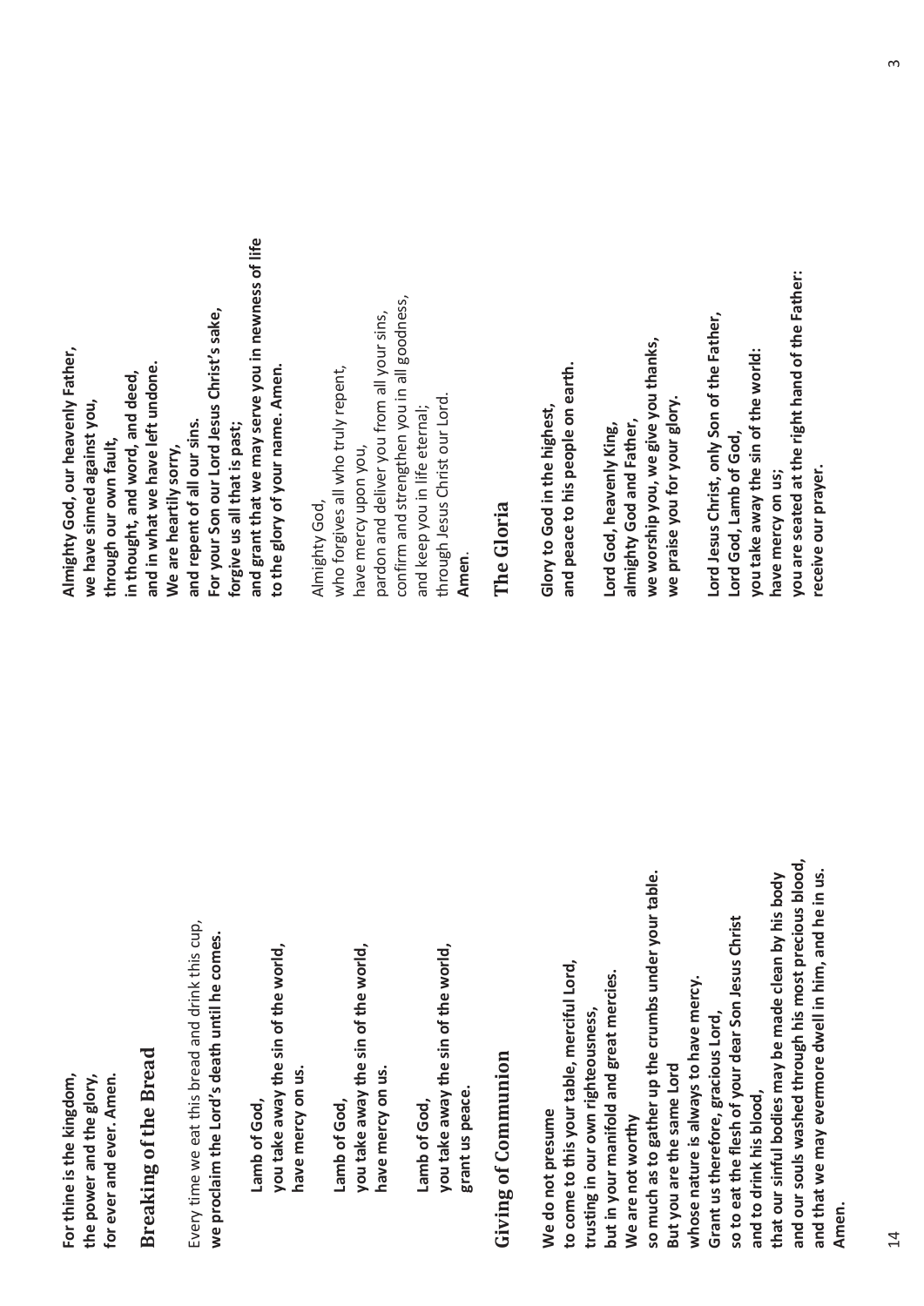**For thine is the kingdom,**
**the power and the glory,**
**for ever and ever. Amen.**

## Breaking of the Bread

Every time we eat this bread and drink this cup,
**we proclaim the Lord's death until he comes.**

**Lamb of God,**
**you take away the sin of the world,**
**have mercy on us.**

**Lamb of God,**
**you take away the sin of the world,**
**have mercy on us.**

**Lamb of God,**
**you take away the sin of the world,**
**grant us peace.**

## Giving of Communion

**We do not presume**
**to come to this your table, merciful Lord,**
**trusting in our own righteousness,**
**but in your manifold and great mercies.**
**We are not worthy**
**so much as to gather up the crumbs under your table.**
**But you are the same Lord**
**whose nature is always to have mercy.**
**Grant us therefore, gracious Lord,**
**so to eat the flesh of your dear Son Jesus Christ**
**and to drink his blood,**
**that our sinful bodies may be made clean by his body**
**and our souls washed through his most precious blood,**
**and that we may evermore dwell in him, and he in us.**
**Amen.**

**Almighty God, our heavenly Father,**
**we have sinned against you,**
**through our own fault,**
**in thought, and word, and deed,**
**and in what we have left undone.**
**We are heartily sorry,**
**and repent of all our sins.**
**For your Son our Lord Jesus Christ's sake,**
**forgive us all that is past;**
**and grant that we may serve you in newness of life**
**to the glory of your name. Amen.**

Almighty God,
who forgives all who truly repent,
have mercy upon you,
pardon and deliver you from all your sins,
confirm and strengthen you in all goodness,
and keep you in life eternal;
through Jesus Christ our Lord.
**Amen.**

## The Gloria

**Glory to God in the highest,**
**and peace to his people on earth.**

**Lord God, heavenly King,**
**almighty God and Father,**
**we worship you, we give you thanks,**
**we praise you for your glory.**

**Lord Jesus Christ, only Son of the Father,**
**Lord God, Lamb of God,**
**you take away the sin of the world:**
**have mercy on us;**
**you are seated at the right hand of the Father:**
**receive our prayer.**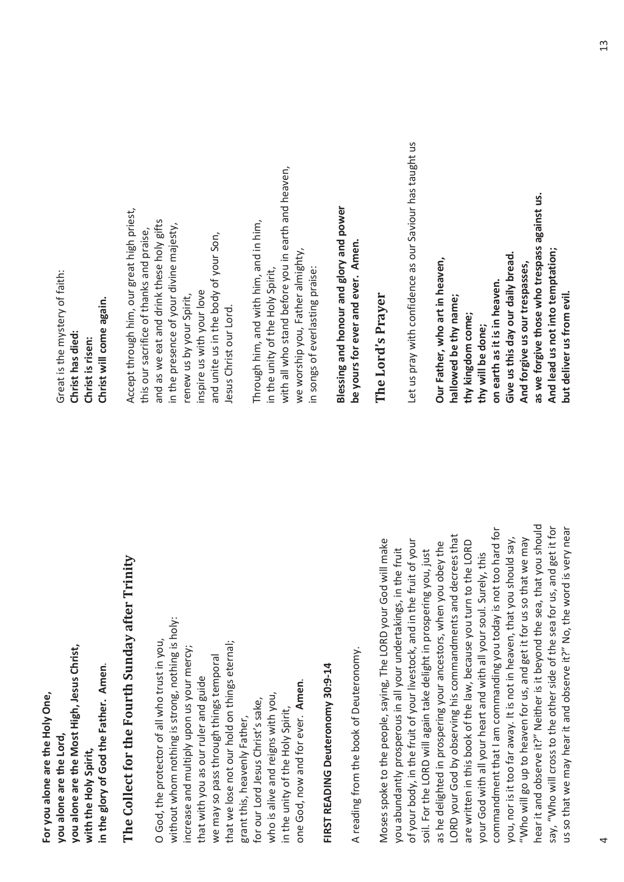**For you alone are the Holy One,**
**you alone are the Lord,**
**you alone are the Most High, Jesus Christ,**
**with the Holy Spirit,**
**in the glory of God the Father. Amen**.

## The Collect for the Fourth Sunday after Trinity

O God, the protector of all who trust in you,
without whom nothing is strong, nothing is holy:
increase and multiply upon us your mercy;
that with you as our ruler and guide
we may so pass through things temporal
that we lose not our hold on things eternal;
grant this, heavenly Father,
for our Lord Jesus Christ's sake,
who is alive and reigns with you,
in the unity of the Holy Spirit,
one God, now and for ever. **Amen**.

**FIRST READING Deuteronomy 30:9-14**

A reading from the book of Deuteronomy.

Moses spoke to the people, saying, The LORD your God will make you abundantly prosperous in all your undertakings, in the fruit of your body, in the fruit of your livestock, and in the fruit of your soil. For the LORD will again take delight in prospering you, just as he delighted in prospering your ancestors, when you obey the LORD your God by observing his commandments and decrees that are written in this book of the law, because you turn to the LORD your God with all your heart and with all your soul. Surely, this commandment that I am commanding you today is not too hard for you, nor is it too far away. It is not in heaven, that you should say, "Who will go up to heaven for us, and get it for us so that we may hear it and observe it?" Neither is it beyond the sea, that you should say, "Who will cross to the other side of the sea for us, and get it for us so that we may hear it and observe it?" No, the word is very near

Great is the mystery of faith:
**Christ has died:**
**Christ is risen:**
**Christ will come again.**

Accept through him, our great high priest,
this our sacrifice of thanks and praise,
and as we eat and drink these holy gifts
in the presence of your divine majesty,
renew us by your Spirit,
inspire us with your love
and unite us in the body of your Son,
Jesus Christ our Lord.

Through him, and with him, and in him,
in the unity of the Holy Spirit,
with all who stand before you in earth and heaven,
we worship you, Father almighty,
in songs of everlasting praise:

**Blessing and honour and glory and power**
**be yours for ever and ever. Amen.**

## The Lord's Prayer

Let us pray with confidence as our Saviour has taught us

**Our Father, who art in heaven,**
**hallowed be thy name;**
**thy kingdom come;**
**thy will be done;**
**on earth as it is in heaven.**
**Give us this day our daily bread.**
**And forgive us our trespasses,**
**as we forgive those who trespass against us.**
**And lead us not into temptation;**
**but deliver us from evil.**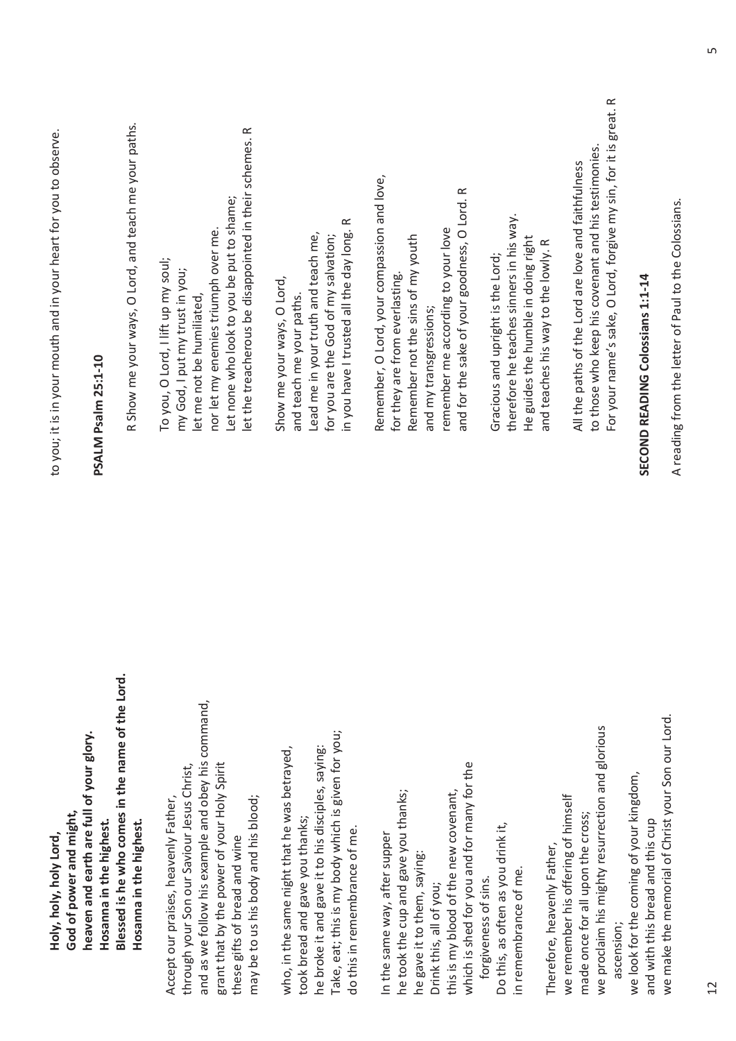**Holy, holy, holy Lord,**
**God of power and might,**
**heaven and earth are full of your glory.**
**Hosanna in the highest.**
**Blessed is he who comes in the name of the Lord.**
**Hosanna in the highest.**

Accept our praises, heavenly Father,
through your Son our Saviour Jesus Christ,
and as we follow his example and obey his command,
grant that by the power of your Holy Spirit
these gifts of bread and wine
may be to us his body and his blood;

who, in the same night that he was betrayed,
took bread and gave you thanks;
he broke it and gave it to his disciples, saying:
Take, eat; this is my body which is given for you;
do this in remembrance of me.

In the same way, after supper
he took the cup and gave you thanks;
he gave it to them, saying:
Drink this, all of you;
this is my blood of the new covenant,
which is shed for you and for many for the
forgiveness of sins.
Do this, as often as you drink it,
in remembrance of me.

Therefore, heavenly Father,
we remember his offering of himself
made once for all upon the cross;
we proclaim his mighty resurrection and glorious
ascension;
we look for the coming of your kingdom,
and with this bread and this cup
we make the memorial of Christ your Son our Lord.

to you; it is in your mouth and in your heart for you to observe.

**PSALM Psalm 25:1-10**

R Show me your ways, O Lord, and teach me your paths.

To you, O Lord, I lift up my soul;
my God, I put my trust in you;
let me not be humiliated,
nor let my enemies triumph over me.
Let none who look to you be put to shame;
let the treacherous be disappointed in their schemes. R

Show me your ways, O Lord,
and teach me your paths.
Lead me in your truth and teach me,
for you are the God of my salvation;
in you have I trusted all the day long. R

Remember, O Lord, your compassion and love,
for they are from everlasting.
Remember not the sins of my youth
and my transgressions;
remember me according to your love
and for the sake of your goodness, O Lord. R

Gracious and upright is the Lord;
therefore he teaches sinners in his way.
He guides the humble in doing right
and teaches his way to the lowly. R

All the paths of the Lord are love and faithfulness
to those who keep his covenant and his testimonies.
For your name's sake, O Lord, forgive my sin, for it is great. R

**SECOND READING Colossians 1:1-14**

A reading from the letter of Paul to the Colossians.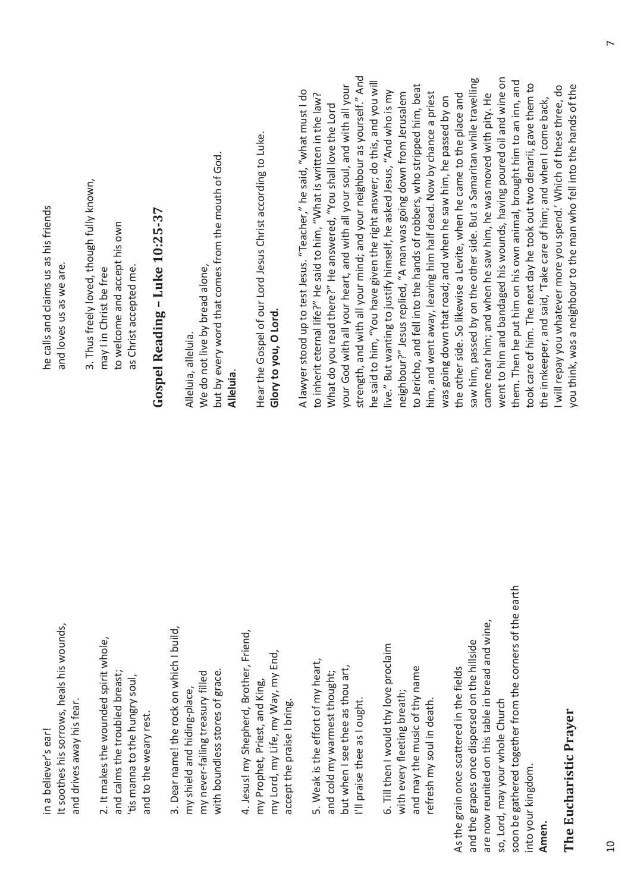in a believer's ear!
It soothes his sorrows, heals his wounds,
and drives away his fear.

2. It makes the wounded spirit whole,
and calms the troubled breast;
'tis manna to the hungry soul,
and to the weary rest.

3. Dear name! the rock on which I build,
my shield and hiding-place,
my never-failing treasury filled
with boundless stores of grace.

4. Jesus! my Shepherd, Brother, Friend,
my Prophet, Priest, and King,
my Lord, my Life, my Way, my End,
accept the praise I bring.

5. Weak is the effort of my heart,
and cold my warmest thought;
but when I see thee as thou art,
I'll praise thee as I ought.

6. Till then I would thy love proclaim
with every fleeting breath;
and may the music of thy name
refresh my soul in death.

As the grain once scattered in the fields
and the grapes once dispersed on the hillside
are now reunited on this table in bread and wine,
so, Lord, may your whole Church
soon be gathered together from the corners of the earth
into your kingdom.
**Amen.**

## The Eucharistic Prayer

he calls and claims us as his friends
and loves us as we are.

3. Thus freely loved, though fully known,
may I in Christ be free
to welcome and accept his own
as Christ accepted me.

## Gospel Reading – Luke 10:25-37

Alleluia, alleluia.
We do not live by bread alone,
but by every word that comes from the mouth of God.
**Alleluia**.

Hear the Gospel of our Lord Jesus Christ according to Luke.
**Glory to you, O Lord.**

A lawyer stood up to test Jesus. "Teacher," he said, "what must I do to inherit eternal life?" He said to him, "What is written in the law? What do you read there?" He answered, "You shall love the Lord your God with all your heart, and with all your soul, and with all your strength, and with all your mind; and your neighbour as yourself." And he said to him, "You have given the right answer; do this, and you will live." But wanting to justify himself, he asked Jesus, "And who is my neighbour?" Jesus replied, "A man was going down from Jerusalem to Jericho, and fell into the hands of robbers, who stripped him, beat him, and went away, leaving him half dead. Now by chance a priest was going down that road; and when he saw him, he passed by on the other side. So likewise a Levite, when he came to the place and saw him, passed by on the other side. But a Samaritan while travelling came near him; and when he saw him, he was moved with pity. He went to him and bandaged his wounds, having poured oil and wine on them. Then he put him on his own animal, brought him to an inn, and took care of him. The next day he took out two denarii, gave them to the innkeeper, and said, 'Take care of him; and when I come back, I will repay you whatever more you spend.' Which of these three, do you think, was a neighbour to the man who fell into the hands of the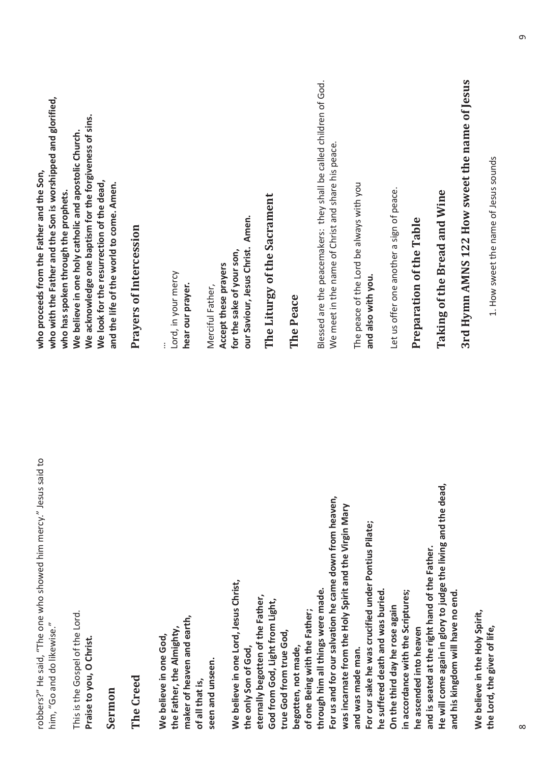robbers?" He said, "The one who showed him mercy." Jesus said to him, "Go and do likewise."

This is the Gospel of the Lord.
**Praise to you, O Christ.**

## Sermon

## The Creed

**We believe in one God,**
**the Father, the Almighty,**
**maker of heaven and earth,**
**of all that is,**
**seen and unseen.**

**We believe in one Lord, Jesus Christ,**
**the only Son of God,**
**eternally begotten of the Father,**
**God from God, Light from Light,**
**true God from true God,**
**begotten, not made,**
**of one Being with the Father;**
**through him all things were made.**
**For us and for our salvation he came down from heaven,**
**was incarnate from the Holy Spirit and the Virgin Mary**
**and was made man.**
**For our sake he was crucified under Pontius Pilate;**
**he suffered death and was buried.**
**On the third day he rose again**
**in accordance with the Scriptures;**
**he ascended into heaven**
**and is seated at the right hand of the Father.**
**He will come again in glory to judge the living and the dead,**
**and his kingdom will have no end.**

**We believe in the Holy Spirit,**
**the Lord, the giver of life,**
**who proceeds from the Father and the Son,**
**who with the Father and the Son is worshipped and glorified,**
**who has spoken through the prophets.**
**We believe in one holy catholic and apostolic Church.**
**We acknowledge one baptism for the forgiveness of sins.**
**We look for the resurrection of the dead,**
**and the life of the world to come. Amen.**

## Prayers of Intercession

...
Lord, in your mercy
**hear our prayer.**

Merciful Father,
**Accept these prayers**
**for the sake of your son,**
**our Saviour, Jesus Christ. Amen.**

## The Liturgy of the Sacrament

## The Peace

Blessed are the peacemakers: they shall be called children of God.
We meet in the name of Christ and share his peace.

The peace of the Lord be always with you
**and also with you.**

Let us offer one another a sign of peace.

## Preparation of the Table

## Taking of the Bread and Wine

## 3rd Hymn AMNS 122 How sweet the name of Jesus

1. How sweet the name of Jesus sounds